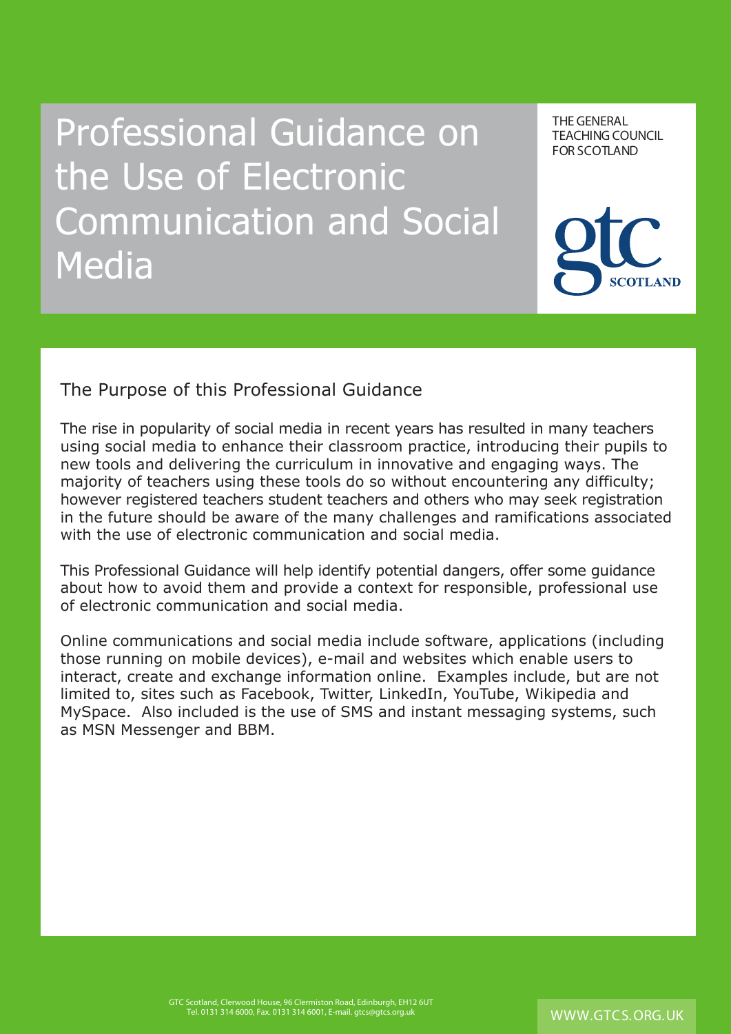# Professional Guidance on the Use of Electronic Communication and Social Media

THE GENERAL TEACHING COUNCIL FOR SCOTLAND

gtc SCOTLAND

## The Purpose of this Professional Guidance

The rise in popularity of social media in recent years has resulted in many teachers using social media to enhance their classroom practice, introducing their pupils to new tools and delivering the curriculum in innovative and engaging ways. The majority of teachers using these tools do so without encountering any difficulty; however registered teachers student teachers and others who may seek registration in the future should be aware of the many challenges and ramifications associated with the use of electronic communication and social media.

This Professional Guidance will help identify potential dangers, offer some guidance about how to avoid them and provide a context for responsible, professional use of electronic communication and social media.

Online communications and social media include software, applications (including those running on mobile devices), e-mail and websites which enable users to interact, create and exchange information online. Examples include, but are not limited to, sites such as Facebook, Twitter, LinkedIn, YouTube, Wikipedia and MySpace. Also included is the use of SMS and instant messaging systems, such as MSN Messenger and BBM.

GTC Scotland, Clerwood House, 96 Clermiston Road, Edinburgh, EH12 6UT
Tel. 0131 314 6000, Fax. 0131 314 6001, E-mail. gtcs@gtcs.org.uk

WWW.GTCS.ORG.UK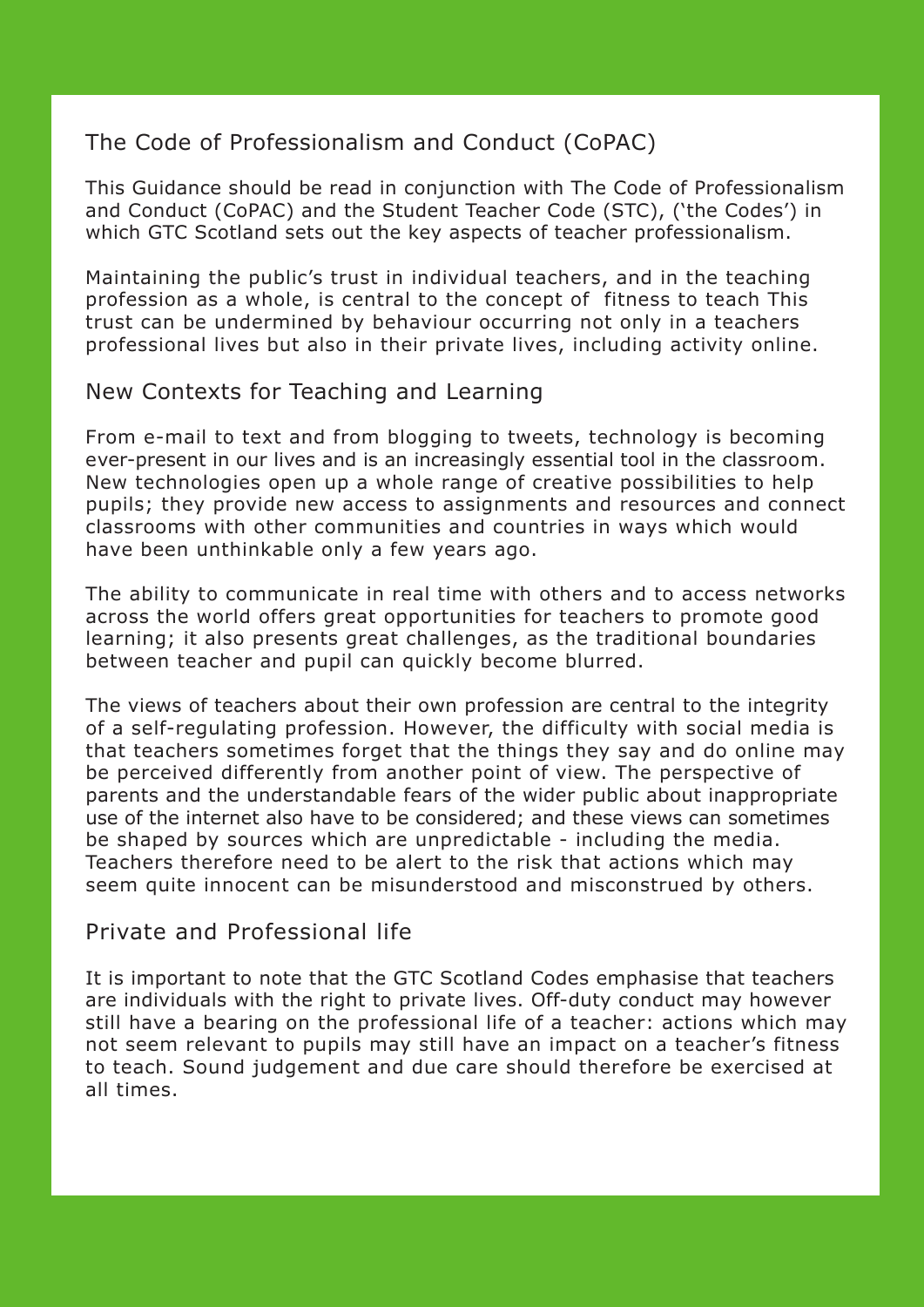## The Code of Professionalism and Conduct (CoPAC)

This Guidance should be read in conjunction with The Code of Professionalism and Conduct (CoPAC) and the Student Teacher Code (STC), ('the Codes') in which GTC Scotland sets out the key aspects of teacher professionalism.

Maintaining the public's trust in individual teachers, and in the teaching profession as a whole, is central to the concept of fitness to teach This trust can be undermined by behaviour occurring not only in a teachers professional lives but also in their private lives, including activity online.

## New Contexts for Teaching and Learning

From e-mail to text and from blogging to tweets, technology is becoming ever-present in our lives and is an increasingly essential tool in the classroom. New technologies open up a whole range of creative possibilities to help pupils; they provide new access to assignments and resources and connect classrooms with other communities and countries in ways which would have been unthinkable only a few years ago.

The ability to communicate in real time with others and to access networks across the world offers great opportunities for teachers to promote good learning; it also presents great challenges, as the traditional boundaries between teacher and pupil can quickly become blurred.

The views of teachers about their own profession are central to the integrity of a self-regulating profession. However, the difficulty with social media is that teachers sometimes forget that the things they say and do online may be perceived differently from another point of view. The perspective of parents and the understandable fears of the wider public about inappropriate use of the internet also have to be considered; and these views can sometimes be shaped by sources which are unpredictable - including the media. Teachers therefore need to be alert to the risk that actions which may seem quite innocent can be misunderstood and misconstrued by others.

## Private and Professional life

It is important to note that the GTC Scotland Codes emphasise that teachers are individuals with the right to private lives. Off-duty conduct may however still have a bearing on the professional life of a teacher: actions which may not seem relevant to pupils may still have an impact on a teacher's fitness to teach. Sound judgement and due care should therefore be exercised at all times.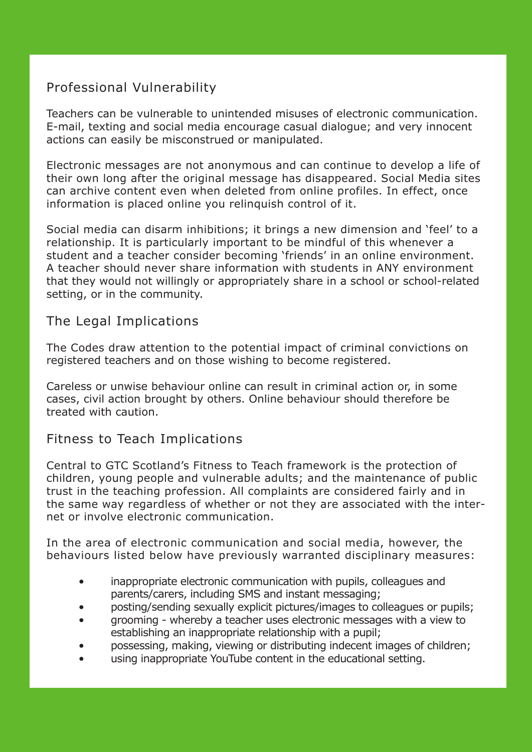## Professional Vulnerability

Teachers can be vulnerable to unintended misuses of electronic communication. E-mail, texting and social media encourage casual dialogue; and very innocent actions can easily be misconstrued or manipulated.

Electronic messages are not anonymous and can continue to develop a life of their own long after the original message has disappeared. Social Media sites can archive content even when deleted from online profiles. In effect, once information is placed online you relinquish control of it.

Social media can disarm inhibitions; it brings a new dimension and 'feel' to a relationship. It is particularly important to be mindful of this whenever a student and a teacher consider becoming 'friends' in an online environment. A teacher should never share information with students in ANY environment that they would not willingly or appropriately share in a school or school-related setting, or in the community.

## The Legal Implications

The Codes draw attention to the potential impact of criminal convictions on registered teachers and on those wishing to become registered.

Careless or unwise behaviour online can result in criminal action or, in some cases, civil action brought by others. Online behaviour should therefore be treated with caution.

## Fitness to Teach Implications

Central to GTC Scotland's Fitness to Teach framework is the protection of children, young people and vulnerable adults; and the maintenance of public trust in the teaching profession. All complaints are considered fairly and in the same way regardless of whether or not they are associated with the internet or involve electronic communication.

In the area of electronic communication and social media, however, the behaviours listed below have previously warranted disciplinary measures:

- inappropriate electronic communication with pupils, colleagues and parents/carers, including SMS and instant messaging;
- posting/sending sexually explicit pictures/images to colleagues or pupils;
- grooming - whereby a teacher uses electronic messages with a view to establishing an inappropriate relationship with a pupil;
- possessing, making, viewing or distributing indecent images of children;
- using inappropriate YouTube content in the educational setting.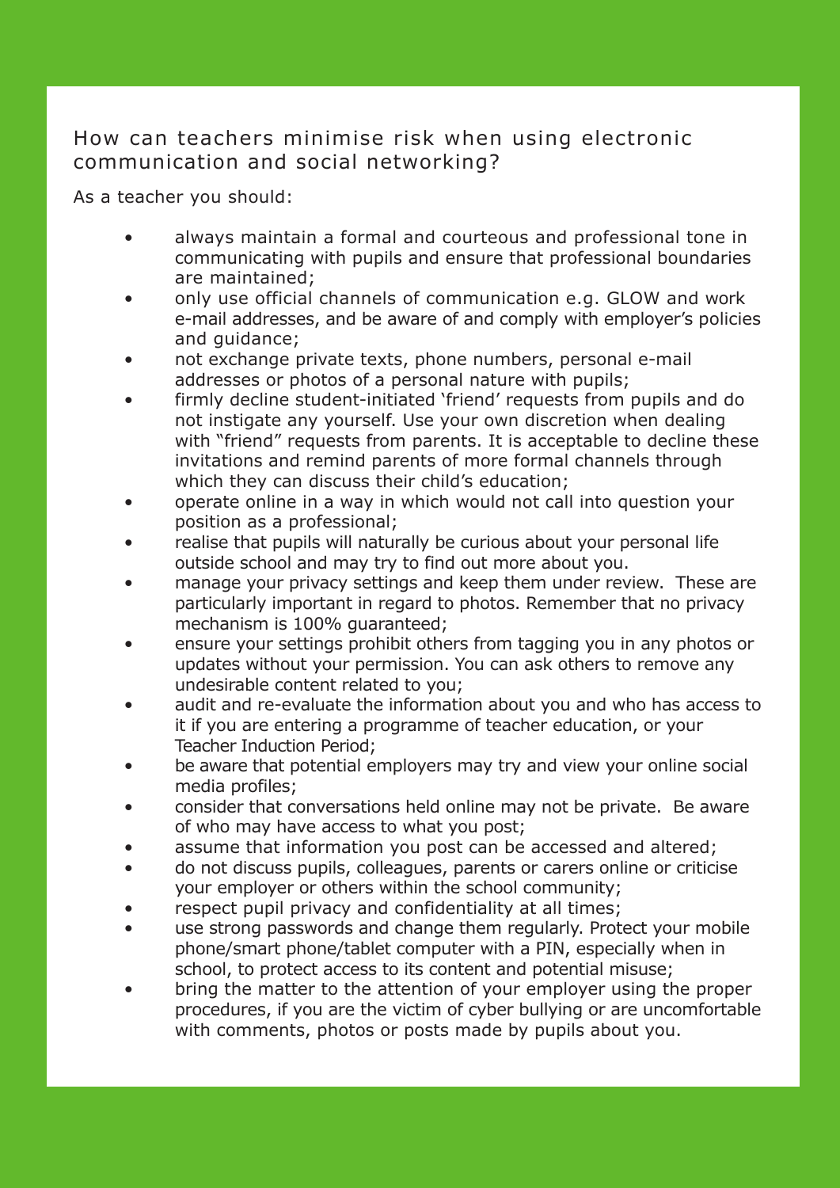## How can teachers minimise risk when using electronic communication and social networking?

As a teacher you should:

- always maintain a formal and courteous and professional tone in communicating with pupils and ensure that professional boundaries are maintained;
- only use official channels of communication e.g. GLOW and work e-mail addresses, and be aware of and comply with employer's policies and guidance;
- not exchange private texts, phone numbers, personal e-mail addresses or photos of a personal nature with pupils;
- firmly decline student-initiated 'friend' requests from pupils and do not instigate any yourself. Use your own discretion when dealing with "friend" requests from parents. It is acceptable to decline these invitations and remind parents of more formal channels through which they can discuss their child's education;
- operate online in a way in which would not call into question your position as a professional;
- realise that pupils will naturally be curious about your personal life outside school and may try to find out more about you.
- manage your privacy settings and keep them under review. These are particularly important in regard to photos. Remember that no privacy mechanism is 100% guaranteed;
- ensure your settings prohibit others from tagging you in any photos or updates without your permission. You can ask others to remove any undesirable content related to you;
- audit and re-evaluate the information about you and who has access to it if you are entering a programme of teacher education, or your Teacher Induction Period;
- be aware that potential employers may try and view your online social media profiles;
- consider that conversations held online may not be private. Be aware of who may have access to what you post;
- assume that information you post can be accessed and altered;
- do not discuss pupils, colleagues, parents or carers online or criticise your employer or others within the school community;
- respect pupil privacy and confidentiality at all times;
- use strong passwords and change them regularly. Protect your mobile phone/smart phone/tablet computer with a PIN, especially when in school, to protect access to its content and potential misuse;
- bring the matter to the attention of your employer using the proper procedures, if you are the victim of cyber bullying or are uncomfortable with comments, photos or posts made by pupils about you.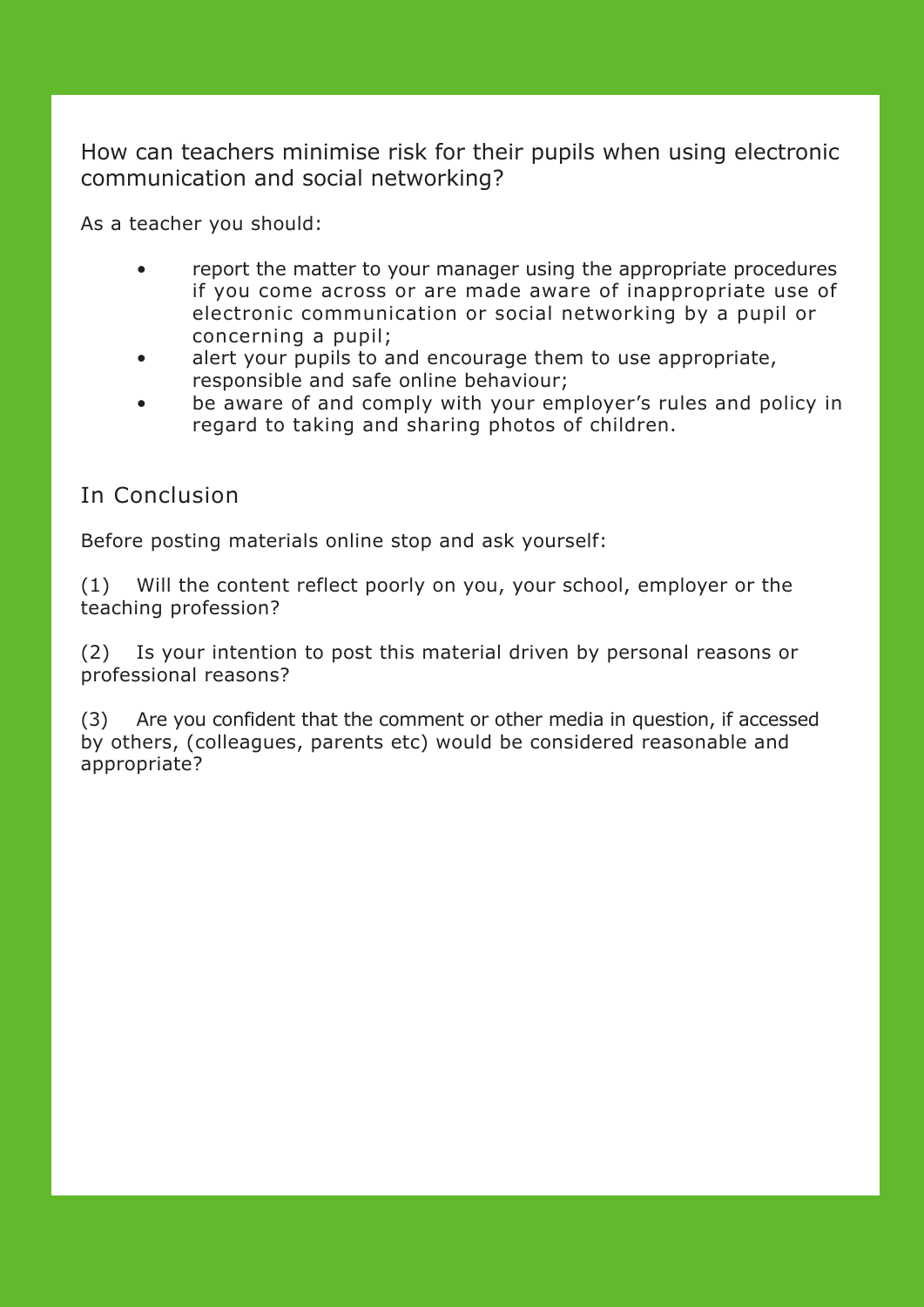## How can teachers minimise risk for their pupils when using electronic communication and social networking?

As a teacher you should:

- report the matter to your manager using the appropriate procedures if you come across or are made aware of inappropriate use of electronic communication or social networking by a pupil or concerning a pupil;
- alert your pupils to and encourage them to use appropriate, responsible and safe online behaviour;
- be aware of and comply with your employer's rules and policy in regard to taking and sharing photos of children.

## In Conclusion

Before posting materials online stop and ask yourself:

(1) Will the content reflect poorly on you, your school, employer or the teaching profession?

(2) Is your intention to post this material driven by personal reasons or professional reasons?

(3) Are you confident that the comment or other media in question, if accessed by others, (colleagues, parents etc) would be considered reasonable and appropriate?